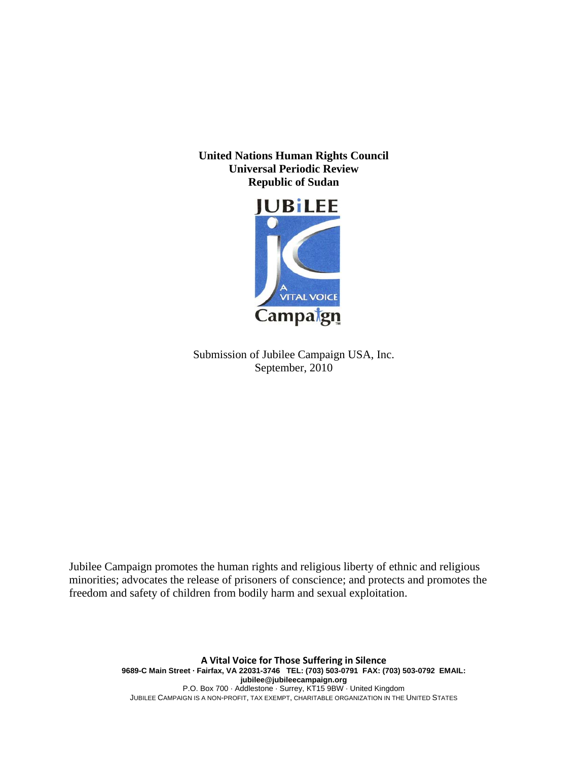**United Nations Human Rights Council**
**Universal Periodic Review**
**Republic of Sudan**

JUBILEE

A VITAL VOICE

Campaign

Submission of Jubilee Campaign USA, Inc.
September, 2010

Jubilee Campaign promotes the human rights and religious liberty of ethnic and religious minorities; advocates the release of prisoners of conscience; and protects and promotes the freedom and safety of children from bodily harm and sexual exploitation.

**A Vital Voice for Those Suffering in Silence**
**9689-C Main Street · Fairfax, VA 22031-3746 TEL: (703) 503-0791 FAX: (703) 503-0792 EMAIL: jubilee@jubileecampaign.org**
P.O. Box 700 · Addlestone · Surrey, KT15 9BW · United Kingdom
JUBILEE CAMPAIGN IS A NON-PROFIT, TAX EXEMPT, CHARITABLE ORGANIZATION IN THE UNITED STATES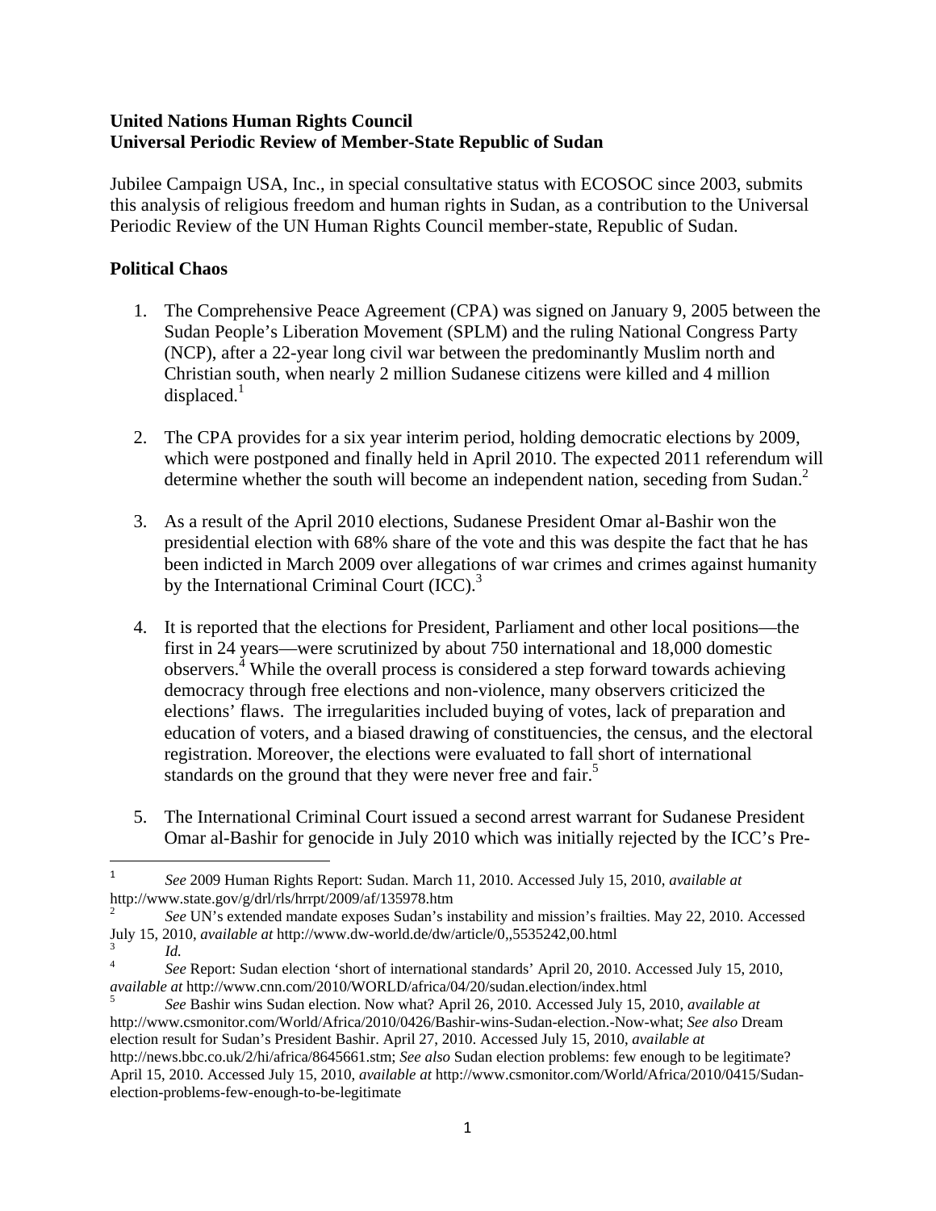**United Nations Human Rights Council**
**Universal Periodic Review of Member-State Republic of Sudan**

Jubilee Campaign USA, Inc., in special consultative status with ECOSOC since 2003, submits this analysis of religious freedom and human rights in Sudan, as a contribution to the Universal Periodic Review of the UN Human Rights Council member-state, Republic of Sudan.

**Political Chaos**

1. The Comprehensive Peace Agreement (CPA) was signed on January 9, 2005 between the Sudan People's Liberation Movement (SPLM) and the ruling National Congress Party (NCP), after a 22-year long civil war between the predominantly Muslim north and Christian south, when nearly 2 million Sudanese citizens were killed and 4 million displaced.[1]

2. The CPA provides for a six year interim period, holding democratic elections by 2009, which were postponed and finally held in April 2010. The expected 2011 referendum will determine whether the south will become an independent nation, seceding from Sudan.[2]

3. As a result of the April 2010 elections, Sudanese President Omar al-Bashir won the presidential election with 68% share of the vote and this was despite the fact that he has been indicted in March 2009 over allegations of war crimes and crimes against humanity by the International Criminal Court (ICC).[3]

4. It is reported that the elections for President, Parliament and other local positions—the first in 24 years—were scrutinized by about 750 international and 18,000 domestic observers.[4] While the overall process is considered a step forward towards achieving democracy through free elections and non-violence, many observers criticized the elections' flaws. The irregularities included buying of votes, lack of preparation and education of voters, and a biased drawing of constituencies, the census, and the electoral registration. Moreover, the elections were evaluated to fall short of international standards on the ground that they were never free and fair.[5]

5. The International Criminal Court issued a second arrest warrant for Sudanese President Omar al-Bashir for genocide in July 2010 which was initially rejected by the ICC's Pre-

---

[1] *See* 2009 Human Rights Report: Sudan. March 11, 2010. Accessed July 15, 2010, *available at* http://www.state.gov/g/drl/rls/hrrpt/2009/af/135978.htm

[2] *See* UN's extended mandate exposes Sudan's instability and mission's frailties. May 22, 2010. Accessed July 15, 2010, *available at* http://www.dw-world.de/dw/article/0,,5535242,00.html

[3] *Id.*

[4] *See* Report: Sudan election 'short of international standards' April 20, 2010. Accessed July 15, 2010, *available at* http://www.cnn.com/2010/WORLD/africa/04/20/sudan.election/index.html

[5] *See* Bashir wins Sudan election. Now what? April 26, 2010. Accessed July 15, 2010, *available at* http://www.csmonitor.com/World/Africa/2010/0426/Bashir-wins-Sudan-election.-Now-what; *See also* Dream election result for Sudan's President Bashir. April 27, 2010. Accessed July 15, 2010, *available at* http://news.bbc.co.uk/2/hi/africa/8645661.stm; *See also* Sudan election problems: few enough to be legitimate? April 15, 2010. Accessed July 15, 2010, *available at* http://www.csmonitor.com/World/Africa/2010/0415/Sudan-election-problems-few-enough-to-be-legitimate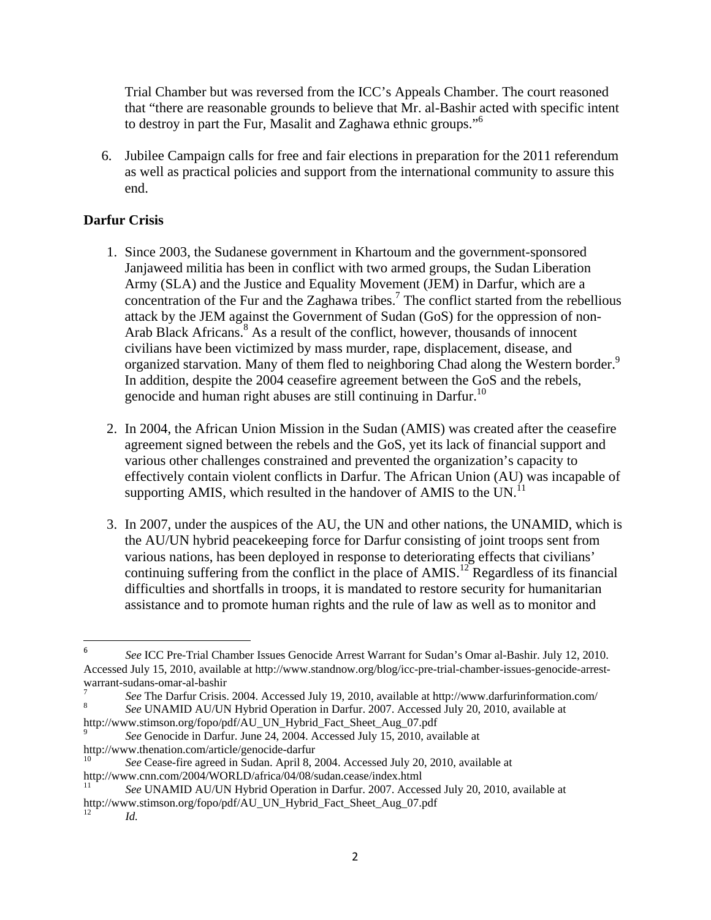Trial Chamber but was reversed from the ICC's Appeals Chamber. The court reasoned that "there are reasonable grounds to believe that Mr. al-Bashir acted with specific intent to destroy in part the Fur, Masalit and Zaghawa ethnic groups."[6]

6. Jubilee Campaign calls for free and fair elections in preparation for the 2011 referendum as well as practical policies and support from the international community to assure this end.

**Darfur Crisis**

1. Since 2003, the Sudanese government in Khartoum and the government-sponsored Janjaweed militia has been in conflict with two armed groups, the Sudan Liberation Army (SLA) and the Justice and Equality Movement (JEM) in Darfur, which are a concentration of the Fur and the Zaghawa tribes.[7] The conflict started from the rebellious attack by the JEM against the Government of Sudan (GoS) for the oppression of non-Arab Black Africans.[8] As a result of the conflict, however, thousands of innocent civilians have been victimized by mass murder, rape, displacement, disease, and organized starvation. Many of them fled to neighboring Chad along the Western border.[9] In addition, despite the 2004 ceasefire agreement between the GoS and the rebels, genocide and human right abuses are still continuing in Darfur.[10]

2. In 2004, the African Union Mission in the Sudan (AMIS) was created after the ceasefire agreement signed between the rebels and the GoS, yet its lack of financial support and various other challenges constrained and prevented the organization's capacity to effectively contain violent conflicts in Darfur. The African Union (AU) was incapable of supporting AMIS, which resulted in the handover of AMIS to the UN.[11]

3. In 2007, under the auspices of the AU, the UN and other nations, the UNAMID, which is the AU/UN hybrid peacekeeping force for Darfur consisting of joint troops sent from various nations, has been deployed in response to deteriorating effects that civilians' continuing suffering from the conflict in the place of AMIS.[12] Regardless of its financial difficulties and shortfalls in troops, it is mandated to restore security for humanitarian assistance and to promote human rights and the rule of law as well as to monitor and

---

[6] *See* ICC Pre-Trial Chamber Issues Genocide Arrest Warrant for Sudan's Omar al-Bashir. July 12, 2010. Accessed July 15, 2010, available at http://www.standnow.org/blog/icc-pre-trial-chamber-issues-genocide-arrest-warrant-sudans-omar-al-bashir

[7] *See* The Darfur Crisis. 2004. Accessed July 19, 2010, available at http://www.darfurinformation.com/

[8] *See* UNAMID AU/UN Hybrid Operation in Darfur. 2007. Accessed July 20, 2010, available at http://www.stimson.org/fopo/pdf/AU_UN_Hybrid_Fact_Sheet_Aug_07.pdf

[9] *See* Genocide in Darfur. June 24, 2004. Accessed July 15, 2010, available at http://www.thenation.com/article/genocide-darfur

[10] *See* Cease-fire agreed in Sudan. April 8, 2004. Accessed July 20, 2010, available at http://www.cnn.com/2004/WORLD/africa/04/08/sudan.cease/index.html

[11] *See* UNAMID AU/UN Hybrid Operation in Darfur. 2007. Accessed July 20, 2010, available at http://www.stimson.org/fopo/pdf/AU_UN_Hybrid_Fact_Sheet_Aug_07.pdf

[12] *Id.*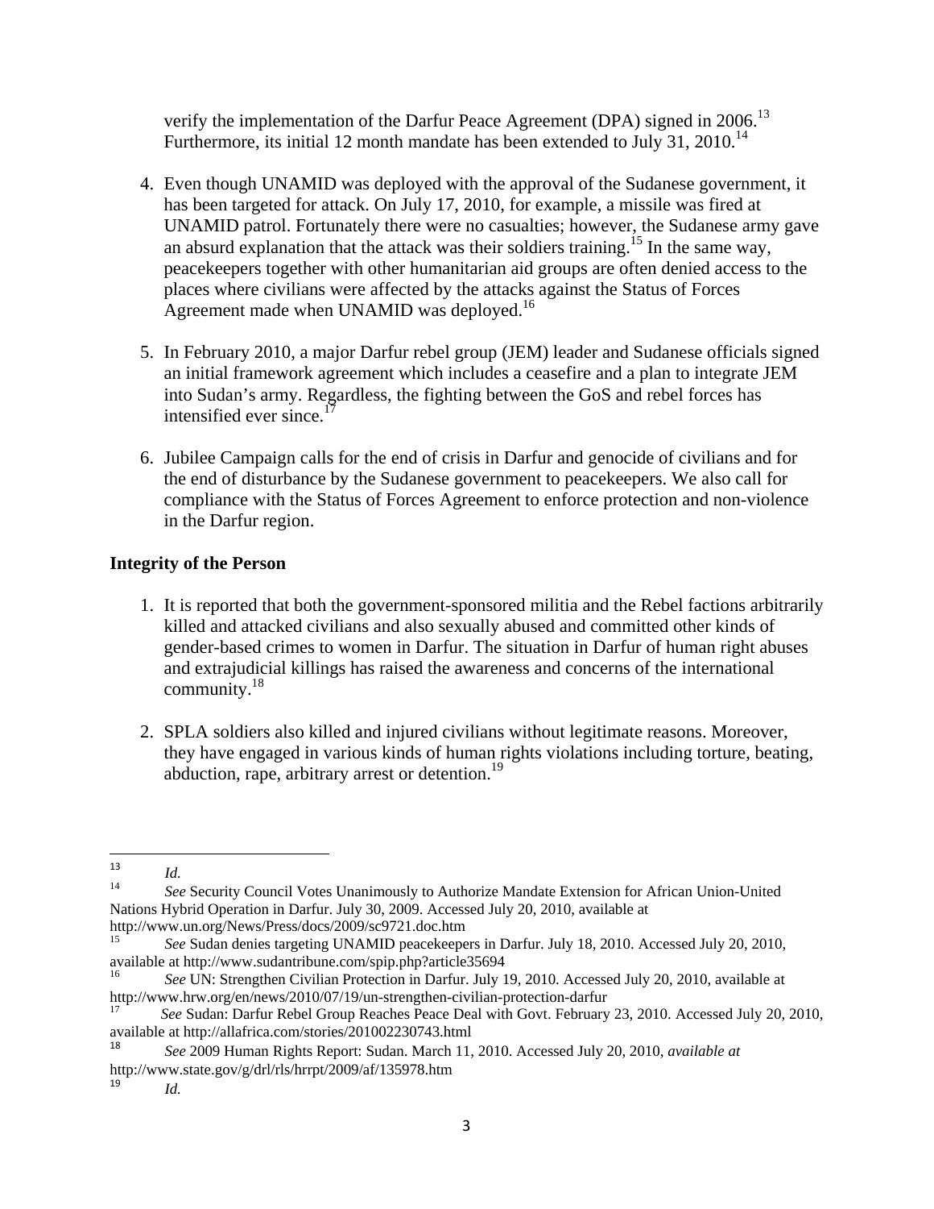verify the implementation of the Darfur Peace Agreement (DPA) signed in 2006.[13] Furthermore, its initial 12 month mandate has been extended to July 31, 2010.[14]

4. Even though UNAMID was deployed with the approval of the Sudanese government, it has been targeted for attack. On July 17, 2010, for example, a missile was fired at UNAMID patrol. Fortunately there were no casualties; however, the Sudanese army gave an absurd explanation that the attack was their soldiers training.[15] In the same way, peacekeepers together with other humanitarian aid groups are often denied access to the places where civilians were affected by the attacks against the Status of Forces Agreement made when UNAMID was deployed.[16]

5. In February 2010, a major Darfur rebel group (JEM) leader and Sudanese officials signed an initial framework agreement which includes a ceasefire and a plan to integrate JEM into Sudan's army. Regardless, the fighting between the GoS and rebel forces has intensified ever since.[17]

6. Jubilee Campaign calls for the end of crisis in Darfur and genocide of civilians and for the end of disturbance by the Sudanese government to peacekeepers. We also call for compliance with the Status of Forces Agreement to enforce protection and non-violence in the Darfur region.

**Integrity of the Person**

1. It is reported that both the government-sponsored militia and the Rebel factions arbitrarily killed and attacked civilians and also sexually abused and committed other kinds of gender-based crimes to women in Darfur. The situation in Darfur of human right abuses and extrajudicial killings has raised the awareness and concerns of the international community.[18]

2. SPLA soldiers also killed and injured civilians without legitimate reasons. Moreover, they have engaged in various kinds of human rights violations including torture, beating, abduction, rape, arbitrary arrest or detention.[19]

---

[13] *Id.*

[14] *See* Security Council Votes Unanimously to Authorize Mandate Extension for African Union-United Nations Hybrid Operation in Darfur. July 30, 2009. Accessed July 20, 2010, available at http://www.un.org/News/Press/docs/2009/sc9721.doc.htm

[15] *See* Sudan denies targeting UNAMID peacekeepers in Darfur. July 18, 2010. Accessed July 20, 2010, available at http://www.sudantribune.com/spip.php?article35694

[16] *See* UN: Strengthen Civilian Protection in Darfur. July 19, 2010. Accessed July 20, 2010, available at http://www.hrw.org/en/news/2010/07/19/un-strengthen-civilian-protection-darfur

[17] *See* Sudan: Darfur Rebel Group Reaches Peace Deal with Govt. February 23, 2010. Accessed July 20, 2010, available at http://allafrica.com/stories/201002230743.html

[18] *See* 2009 Human Rights Report: Sudan. March 11, 2010. Accessed July 20, 2010, *available at* http://www.state.gov/g/drl/rls/hrrpt/2009/af/135978.htm

[19] *Id.*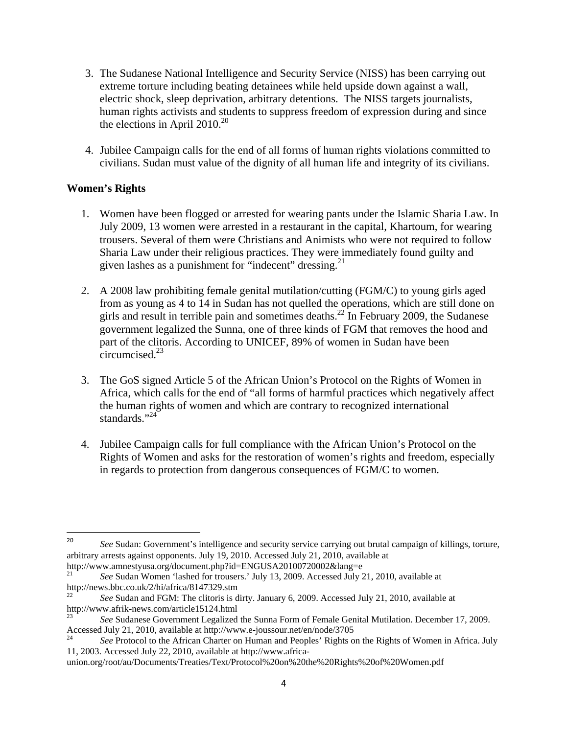3. The Sudanese National Intelligence and Security Service (NISS) has been carrying out extreme torture including beating detainees while held upside down against a wall, electric shock, sleep deprivation, arbitrary detentions. The NISS targets journalists, human rights activists and students to suppress freedom of expression during and since the elections in April 2010.[20]

4. Jubilee Campaign calls for the end of all forms of human rights violations committed to civilians. Sudan must value of the dignity of all human life and integrity of its civilians.

**Women's Rights**

1. Women have been flogged or arrested for wearing pants under the Islamic Sharia Law. In July 2009, 13 women were arrested in a restaurant in the capital, Khartoum, for wearing trousers. Several of them were Christians and Animists who were not required to follow Sharia Law under their religious practices. They were immediately found guilty and given lashes as a punishment for "indecent" dressing.[21]

2. A 2008 law prohibiting female genital mutilation/cutting (FGM/C) to young girls aged from as young as 4 to 14 in Sudan has not quelled the operations, which are still done on girls and result in terrible pain and sometimes deaths.[22] In February 2009, the Sudanese government legalized the Sunna, one of three kinds of FGM that removes the hood and part of the clitoris. According to UNICEF, 89% of women in Sudan have been circumcised.[23]

3. The GoS signed Article 5 of the African Union's Protocol on the Rights of Women in Africa, which calls for the end of "all forms of harmful practices which negatively affect the human rights of women and which are contrary to recognized international standards."[24]

4. Jubilee Campaign calls for full compliance with the African Union's Protocol on the Rights of Women and asks for the restoration of women's rights and freedom, especially in regards to protection from dangerous consequences of FGM/C to women.

---

[20] *See* Sudan: Government's intelligence and security service carrying out brutal campaign of killings, torture, arbitrary arrests against opponents. July 19, 2010. Accessed July 21, 2010, available at http://www.amnestyusa.org/document.php?id=ENGUSA20100720002&lang=e

[21] *See* Sudan Women 'lashed for trousers.' July 13, 2009. Accessed July 21, 2010, available at http://news.bbc.co.uk/2/hi/africa/8147329.stm

[22] *See* Sudan and FGM: The clitoris is dirty. January 6, 2009. Accessed July 21, 2010, available at http://www.afrik-news.com/article15124.html

[23] *See* Sudanese Government Legalized the Sunna Form of Female Genital Mutilation. December 17, 2009. Accessed July 21, 2010, available at http://www.e-joussour.net/en/node/3705

[24] *See* Protocol to the African Charter on Human and Peoples' Rights on the Rights of Women in Africa. July 11, 2003. Accessed July 22, 2010, available at http://www.africa-union.org/root/au/Documents/Treaties/Text/Protocol%20on%20the%20Rights%20of%20Women.pdf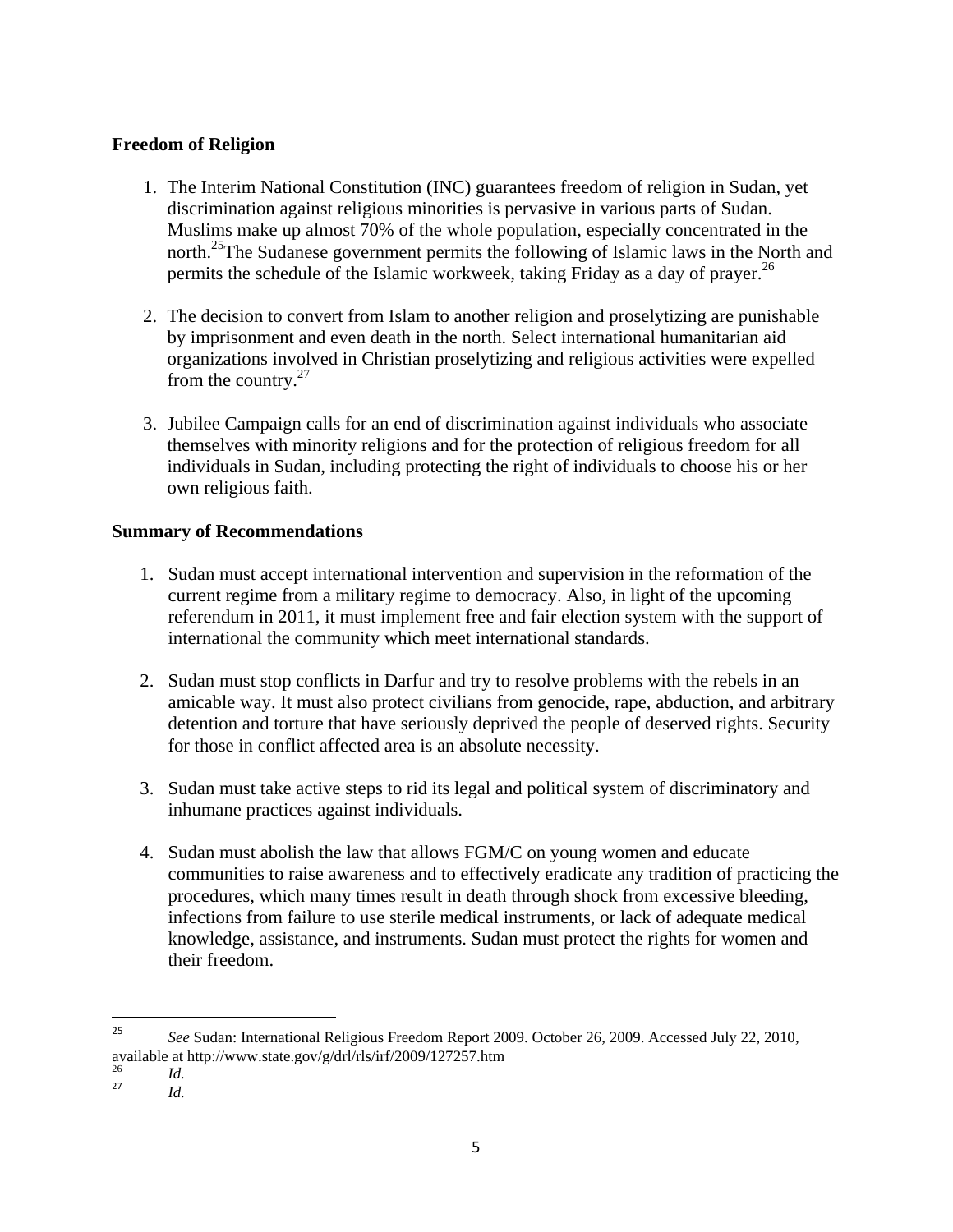**Freedom of Religion**

1. The Interim National Constitution (INC) guarantees freedom of religion in Sudan, yet discrimination against religious minorities is pervasive in various parts of Sudan. Muslims make up almost 70% of the whole population, especially concentrated in the north.[25]The Sudanese government permits the following of Islamic laws in the North and permits the schedule of the Islamic workweek, taking Friday as a day of prayer.[26]

2. The decision to convert from Islam to another religion and proselytizing are punishable by imprisonment and even death in the north. Select international humanitarian aid organizations involved in Christian proselytizing and religious activities were expelled from the country.[27]

3. Jubilee Campaign calls for an end of discrimination against individuals who associate themselves with minority religions and for the protection of religious freedom for all individuals in Sudan, including protecting the right of individuals to choose his or her own religious faith.

**Summary of Recommendations**

1. Sudan must accept international intervention and supervision in the reformation of the current regime from a military regime to democracy. Also, in light of the upcoming referendum in 2011, it must implement free and fair election system with the support of international the community which meet international standards.

2. Sudan must stop conflicts in Darfur and try to resolve problems with the rebels in an amicable way. It must also protect civilians from genocide, rape, abduction, and arbitrary detention and torture that have seriously deprived the people of deserved rights. Security for those in conflict affected area is an absolute necessity.

3. Sudan must take active steps to rid its legal and political system of discriminatory and inhumane practices against individuals.

4. Sudan must abolish the law that allows FGM/C on young women and educate communities to raise awareness and to effectively eradicate any tradition of practicing the procedures, which many times result in death through shock from excessive bleeding, infections from failure to use sterile medical instruments, or lack of adequate medical knowledge, assistance, and instruments. Sudan must protect the rights for women and their freedom.

---

[25] *See* Sudan: International Religious Freedom Report 2009. October 26, 2009. Accessed July 22, 2010, available at http://www.state.gov/g/drl/rls/irf/2009/127257.htm

[26] *Id.*

[27] *Id.*